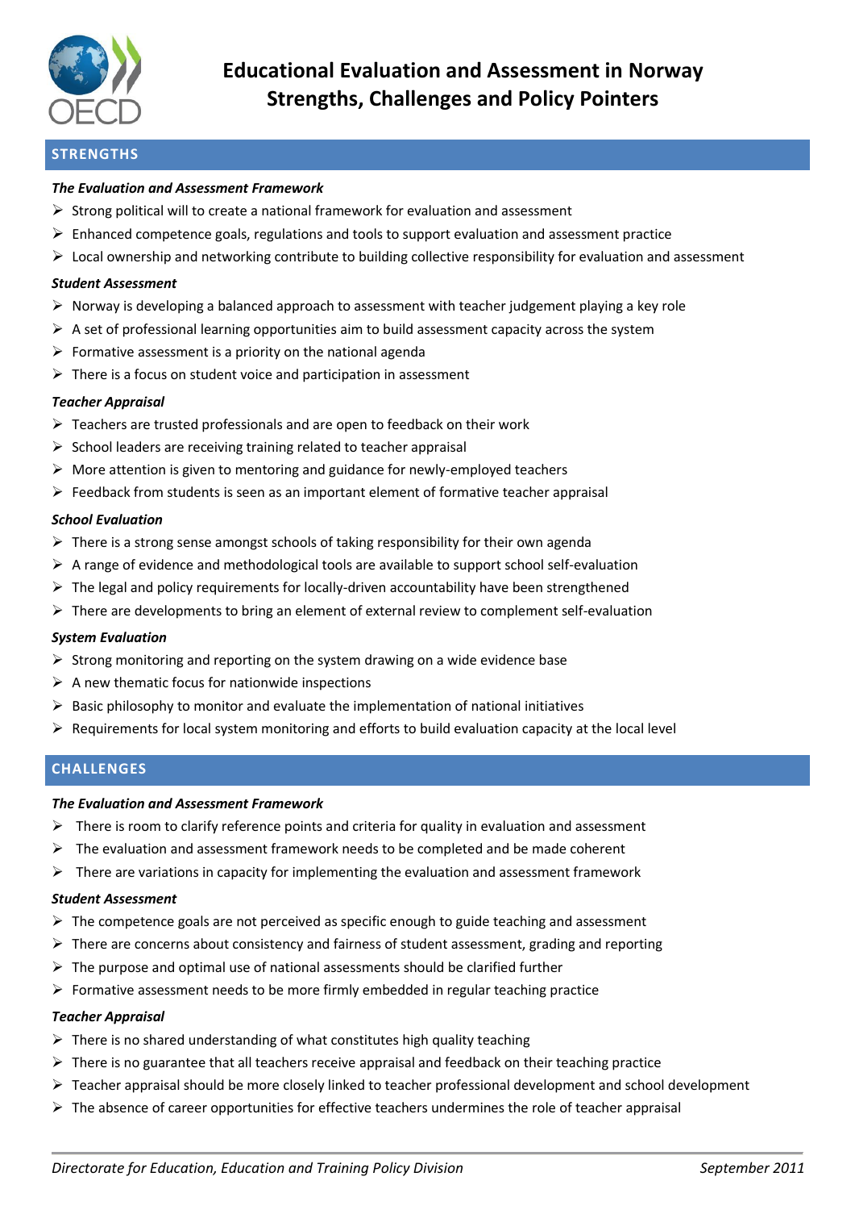# Educational Evaluation and Assessment in Norway
# Strengths, Challenges and Policy Pointers

## STRENGTHS

***The Evaluation and Assessment Framework***

- Strong political will to create a national framework for evaluation and assessment
- Enhanced competence goals, regulations and tools to support evaluation and assessment practice
- Local ownership and networking contribute to building collective responsibility for evaluation and assessment

***Student Assessment***

- Norway is developing a balanced approach to assessment with teacher judgement playing a key role
- A set of professional learning opportunities aim to build assessment capacity across the system
- Formative assessment is a priority on the national agenda
- There is a focus on student voice and participation in assessment

***Teacher Appraisal***

- Teachers are trusted professionals and are open to feedback on their work
- School leaders are receiving training related to teacher appraisal
- More attention is given to mentoring and guidance for newly-employed teachers
- Feedback from students is seen as an important element of formative teacher appraisal

***School Evaluation***

- There is a strong sense amongst schools of taking responsibility for their own agenda
- A range of evidence and methodological tools are available to support school self-evaluation
- The legal and policy requirements for locally-driven accountability have been strengthened
- There are developments to bring an element of external review to complement self-evaluation

***System Evaluation***

- Strong monitoring and reporting on the system drawing on a wide evidence base
- A new thematic focus for nationwide inspections
- Basic philosophy to monitor and evaluate the implementation of national initiatives
- Requirements for local system monitoring and efforts to build evaluation capacity at the local level

## CHALLENGES

***The Evaluation and Assessment Framework***

- There is room to clarify reference points and criteria for quality in evaluation and assessment
- The evaluation and assessment framework needs to be completed and be made coherent
- There are variations in capacity for implementing the evaluation and assessment framework

***Student Assessment***

- The competence goals are not perceived as specific enough to guide teaching and assessment
- There are concerns about consistency and fairness of student assessment, grading and reporting
- The purpose and optimal use of national assessments should be clarified further
- Formative assessment needs to be more firmly embedded in regular teaching practice

***Teacher Appraisal***

- There is no shared understanding of what constitutes high quality teaching
- There is no guarantee that all teachers receive appraisal and feedback on their teaching practice
- Teacher appraisal should be more closely linked to teacher professional development and school development
- The absence of career opportunities for effective teachers undermines the role of teacher appraisal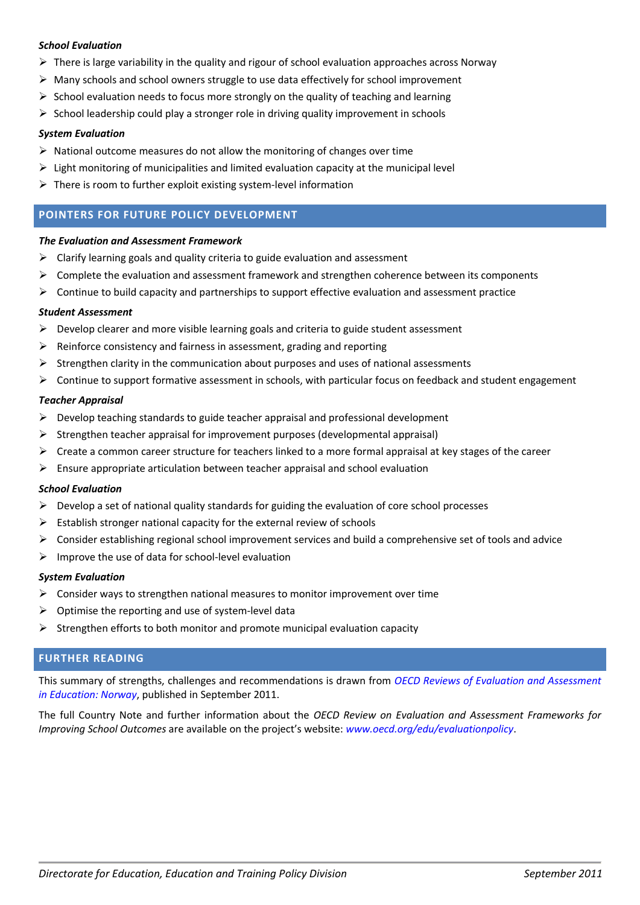***School Evaluation***

- There is large variability in the quality and rigour of school evaluation approaches across Norway
- Many schools and school owners struggle to use data effectively for school improvement
- School evaluation needs to focus more strongly on the quality of teaching and learning
- School leadership could play a stronger role in driving quality improvement in schools

***System Evaluation***

- National outcome measures do not allow the monitoring of changes over time
- Light monitoring of municipalities and limited evaluation capacity at the municipal level
- There is room to further exploit existing system-level information

## POINTERS FOR FUTURE POLICY DEVELOPMENT

***The Evaluation and Assessment Framework***

- Clarify learning goals and quality criteria to guide evaluation and assessment
- Complete the evaluation and assessment framework and strengthen coherence between its components
- Continue to build capacity and partnerships to support effective evaluation and assessment practice

***Student Assessment***

- Develop clearer and more visible learning goals and criteria to guide student assessment
- Reinforce consistency and fairness in assessment, grading and reporting
- Strengthen clarity in the communication about purposes and uses of national assessments
- Continue to support formative assessment in schools, with particular focus on feedback and student engagement

***Teacher Appraisal***

- Develop teaching standards to guide teacher appraisal and professional development
- Strengthen teacher appraisal for improvement purposes (developmental appraisal)
- Create a common career structure for teachers linked to a more formal appraisal at key stages of the career
- Ensure appropriate articulation between teacher appraisal and school evaluation

***School Evaluation***

- Develop a set of national quality standards for guiding the evaluation of core school processes
- Establish stronger national capacity for the external review of schools
- Consider establishing regional school improvement services and build a comprehensive set of tools and advice
- Improve the use of data for school-level evaluation

***System Evaluation***

- Consider ways to strengthen national measures to monitor improvement over time
- Optimise the reporting and use of system-level data
- Strengthen efforts to both monitor and promote municipal evaluation capacity

## FURTHER READING

This summary of strengths, challenges and recommendations is drawn from *OECD Reviews of Evaluation and Assessment in Education: Norway*, published in September 2011.

The full Country Note and further information about the *OECD Review on Evaluation and Assessment Frameworks for Improving School Outcomes* are available on the project's website: *www.oecd.org/edu/evaluationpolicy*.